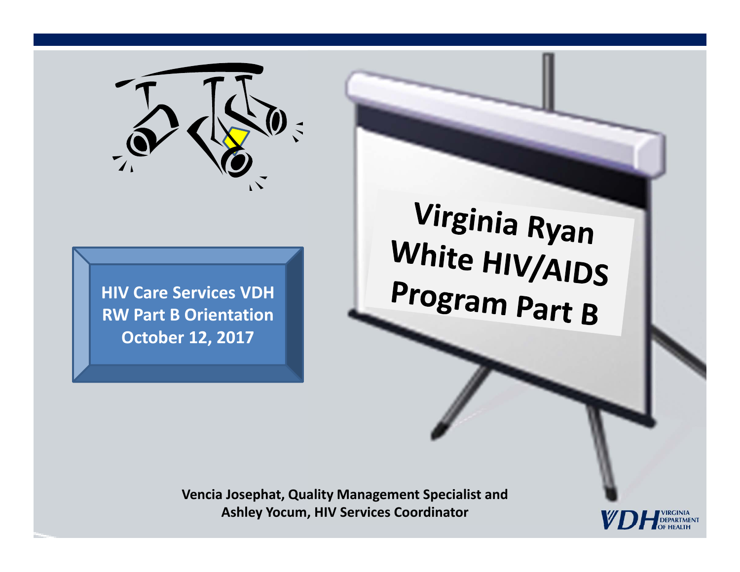# Virginia Ryan White HIV/AIDS Program Part B

**HIV Care Services VDH RW Part B Orientation October 12, 2017**

**Vencia Josephat, Quality Management Specialist and Ashley Yocum, HIV Services Coordinator**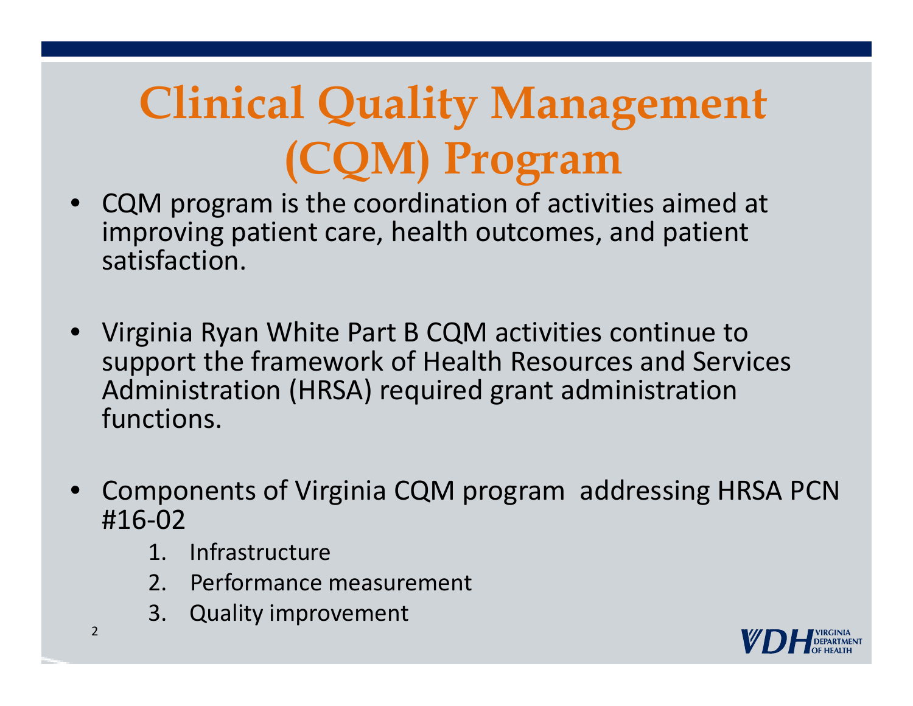# Clinical Quality Management (CQM) Program

- CQM program is the coordination of activities aimed at improving patient care, health outcomes, and patient satisfaction.
- Virginia Ryan White Part B CQM activities continue to support the framework of Health Resources and Services Administration (HRSA) required grant administration functions.
- Components of Virginia CQM program addressing HRSA PCN #16-02
  1. Infrastructure
  2. Performance measurement
  3. Quality improvement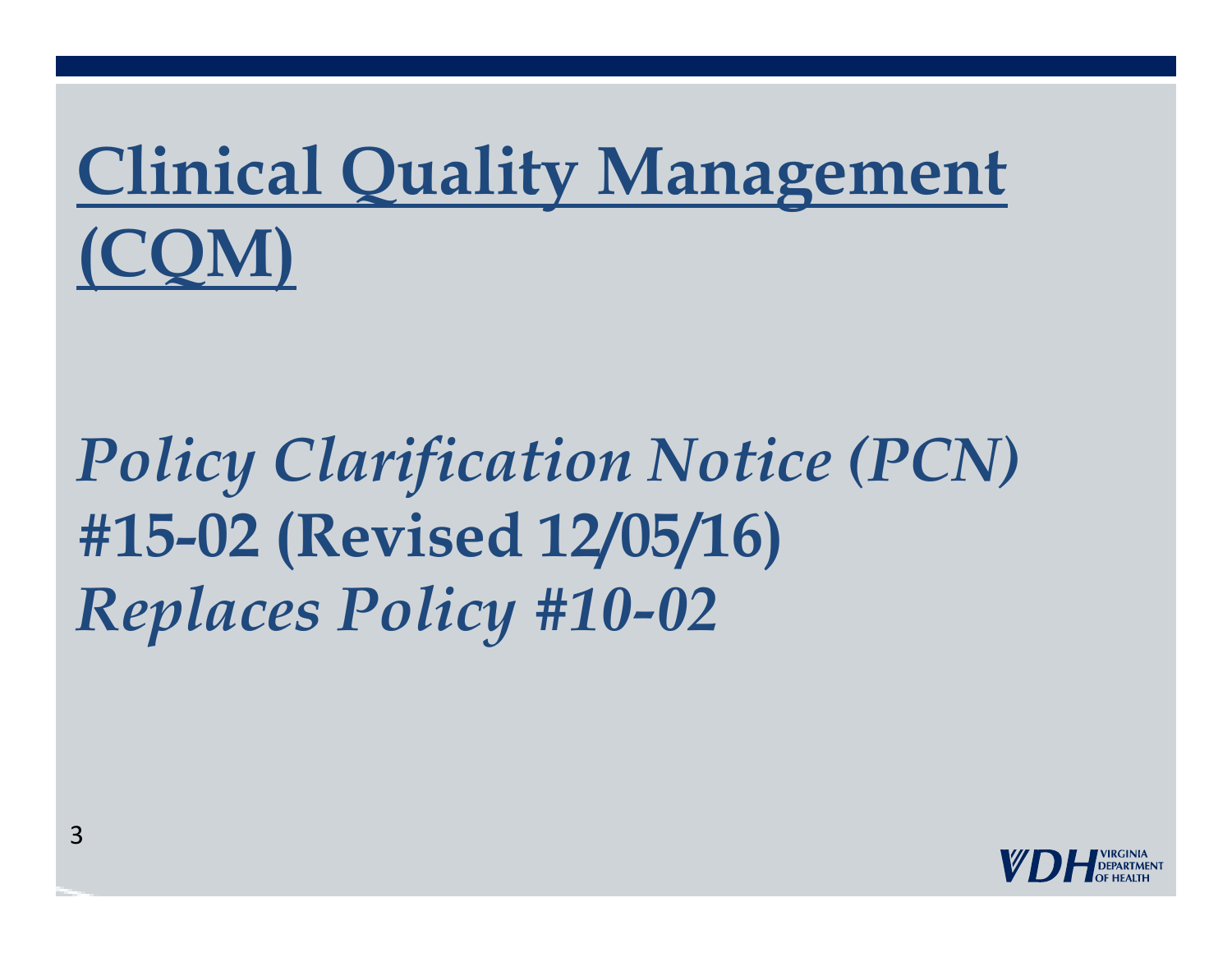# Clinical Quality Management (CQM)

## *Policy Clarification Notice (PCN)* **#15-02 (Revised 12/05/16)** *Replaces Policy #10-02*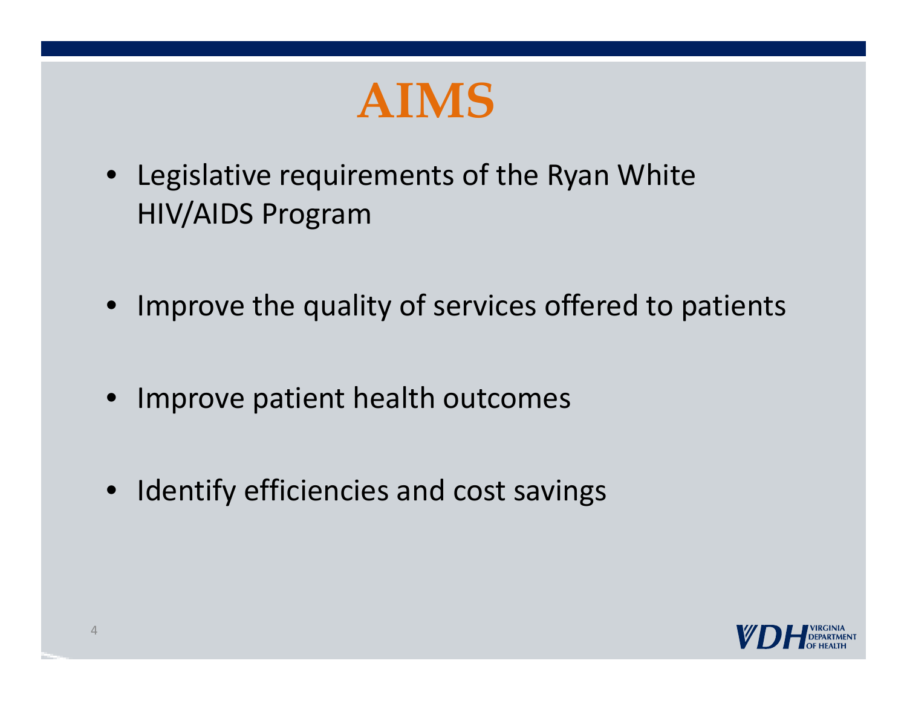# AIMS

- Legislative requirements of the Ryan White HIV/AIDS Program
- Improve the quality of services offered to patients
- Improve patient health outcomes
- Identify efficiencies and cost savings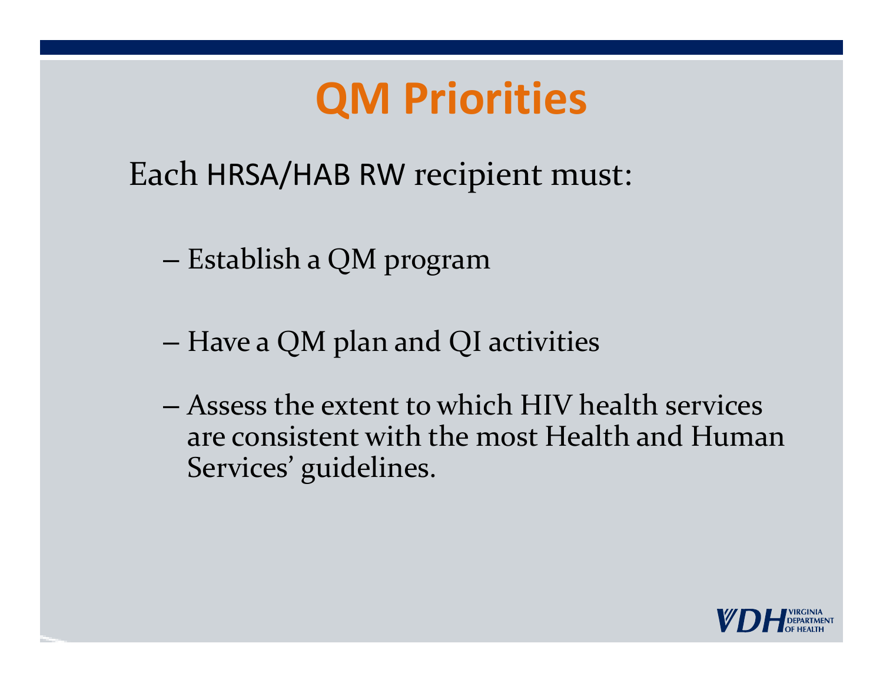# QM Priorities

Each HRSA/HAB RW recipient must:

- Establish a QM program
- Have a QM plan and QI activities
- Assess the extent to which HIV health services are consistent with the most Health and Human Services' guidelines.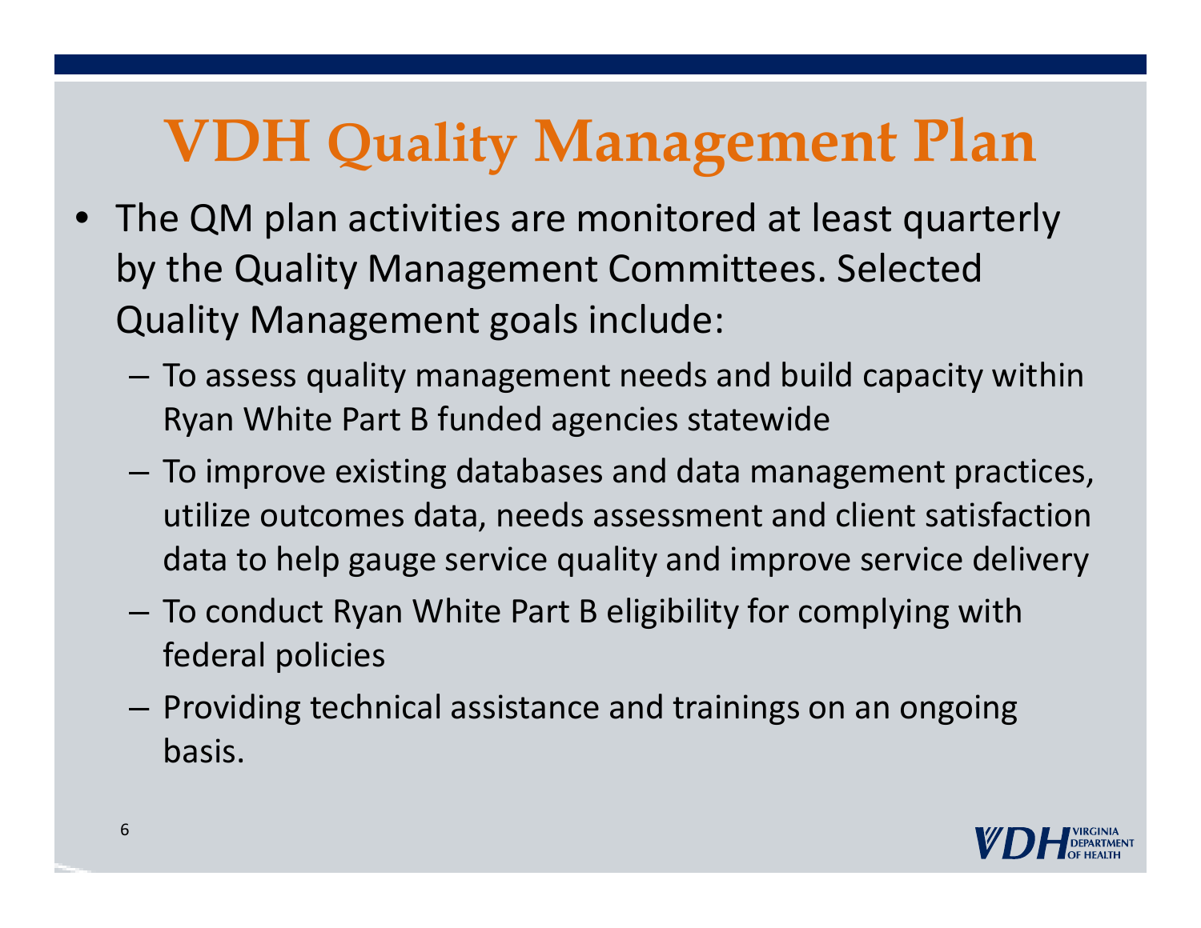# VDH Quality Management Plan

- The QM plan activities are monitored at least quarterly by the Quality Management Committees. Selected Quality Management goals include:
  - To assess quality management needs and build capacity within Ryan White Part B funded agencies statewide
  - To improve existing databases and data management practices, utilize outcomes data, needs assessment and client satisfaction data to help gauge service quality and improve service delivery
  - To conduct Ryan White Part B eligibility for complying with federal policies
  - Providing technical assistance and trainings on an ongoing basis.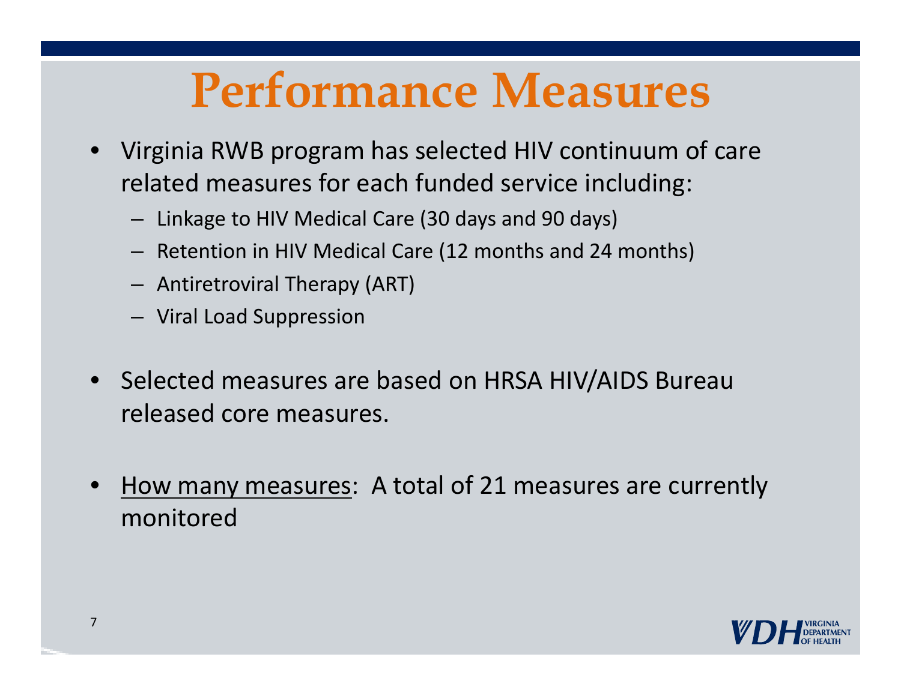# Performance Measures

- Virginia RWB program has selected HIV continuum of care related measures for each funded service including:
  - Linkage to HIV Medical Care (30 days and 90 days)
  - Retention in HIV Medical Care (12 months and 24 months)
  - Antiretroviral Therapy (ART)
  - Viral Load Suppression

- Selected measures are based on HRSA HIV/AIDS Bureau released core measures.

- <u>How many measures</u>: A total of 21 measures are currently monitored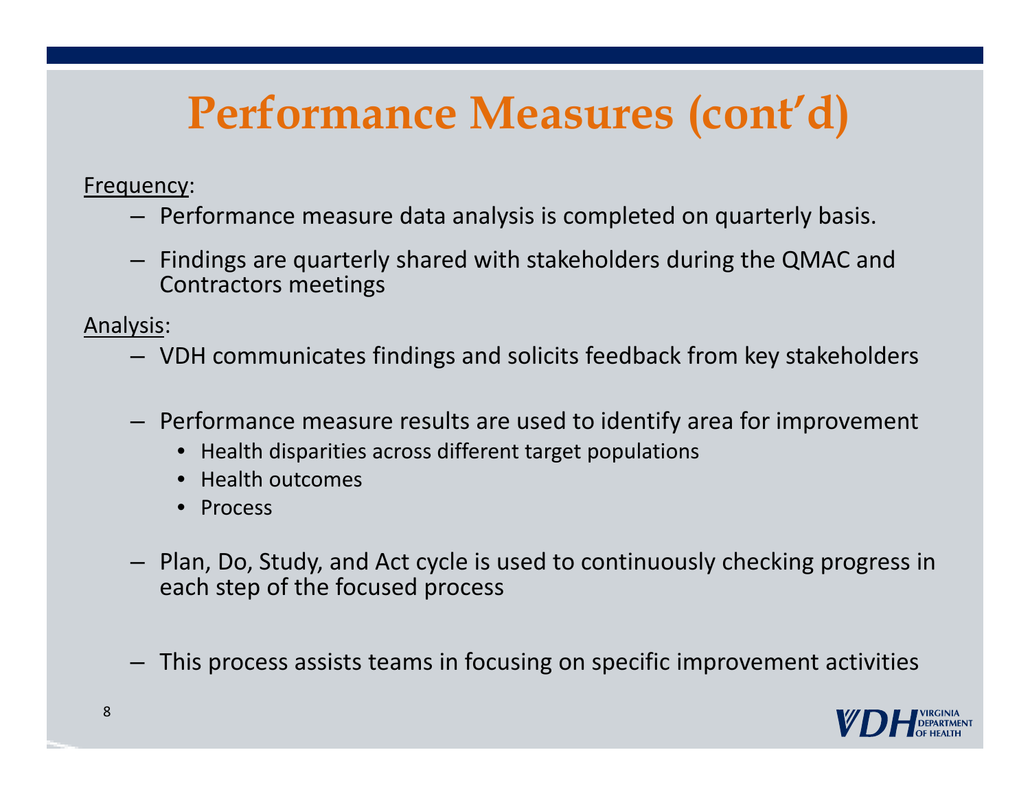# Performance Measures (cont'd)

Frequency:

- Performance measure data analysis is completed on quarterly basis.
- Findings are quarterly shared with stakeholders during the QMAC and Contractors meetings

Analysis:

- VDH communicates findings and solicits feedback from key stakeholders
- Performance measure results are used to identify area for improvement
  - Health disparities across different target populations
  - Health outcomes
  - Process
- Plan, Do, Study, and Act cycle is used to continuously checking progress in each step of the focused process
- This process assists teams in focusing on specific improvement activities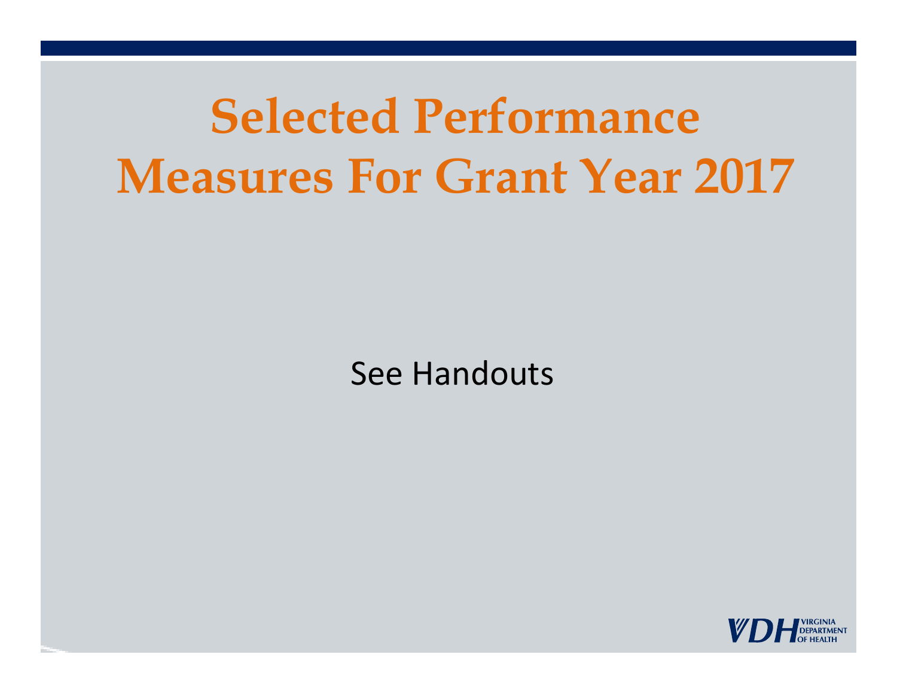# Selected Performance Measures For Grant Year 2017

See Handouts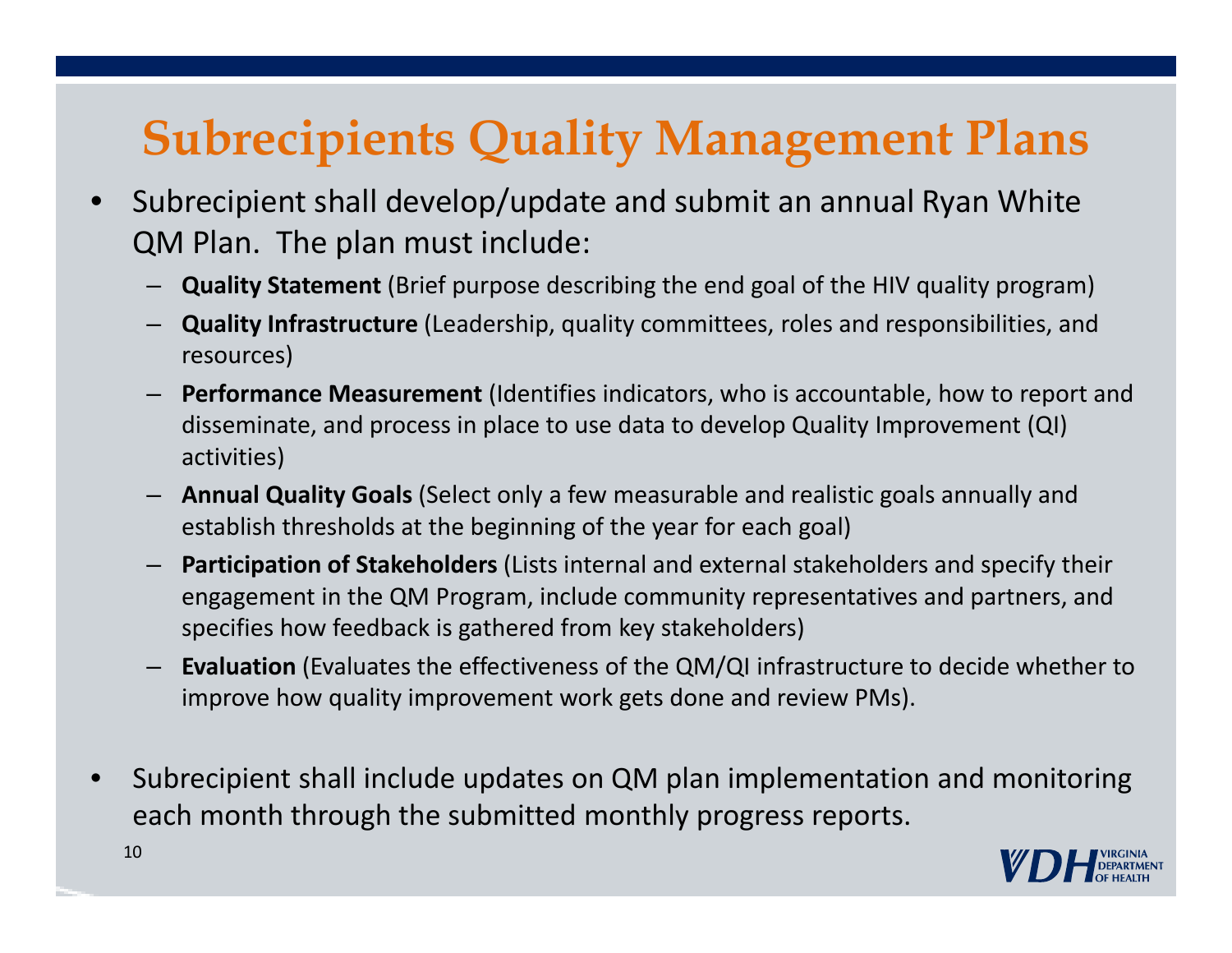# Subrecipients Quality Management Plans

- Subrecipient shall develop/update and submit an annual Ryan White QM Plan. The plan must include:
  - **Quality Statement** (Brief purpose describing the end goal of the HIV quality program)
  - **Quality Infrastructure** (Leadership, quality committees, roles and responsibilities, and resources)
  - **Performance Measurement** (Identifies indicators, who is accountable, how to report and disseminate, and process in place to use data to develop Quality Improvement (QI) activities)
  - **Annual Quality Goals** (Select only a few measurable and realistic goals annually and establish thresholds at the beginning of the year for each goal)
  - **Participation of Stakeholders** (Lists internal and external stakeholders and specify their engagement in the QM Program, include community representatives and partners, and specifies how feedback is gathered from key stakeholders)
  - **Evaluation** (Evaluates the effectiveness of the QM/QI infrastructure to decide whether to improve how quality improvement work gets done and review PMs).

- Subrecipient shall include updates on QM plan implementation and monitoring each month through the submitted monthly progress reports.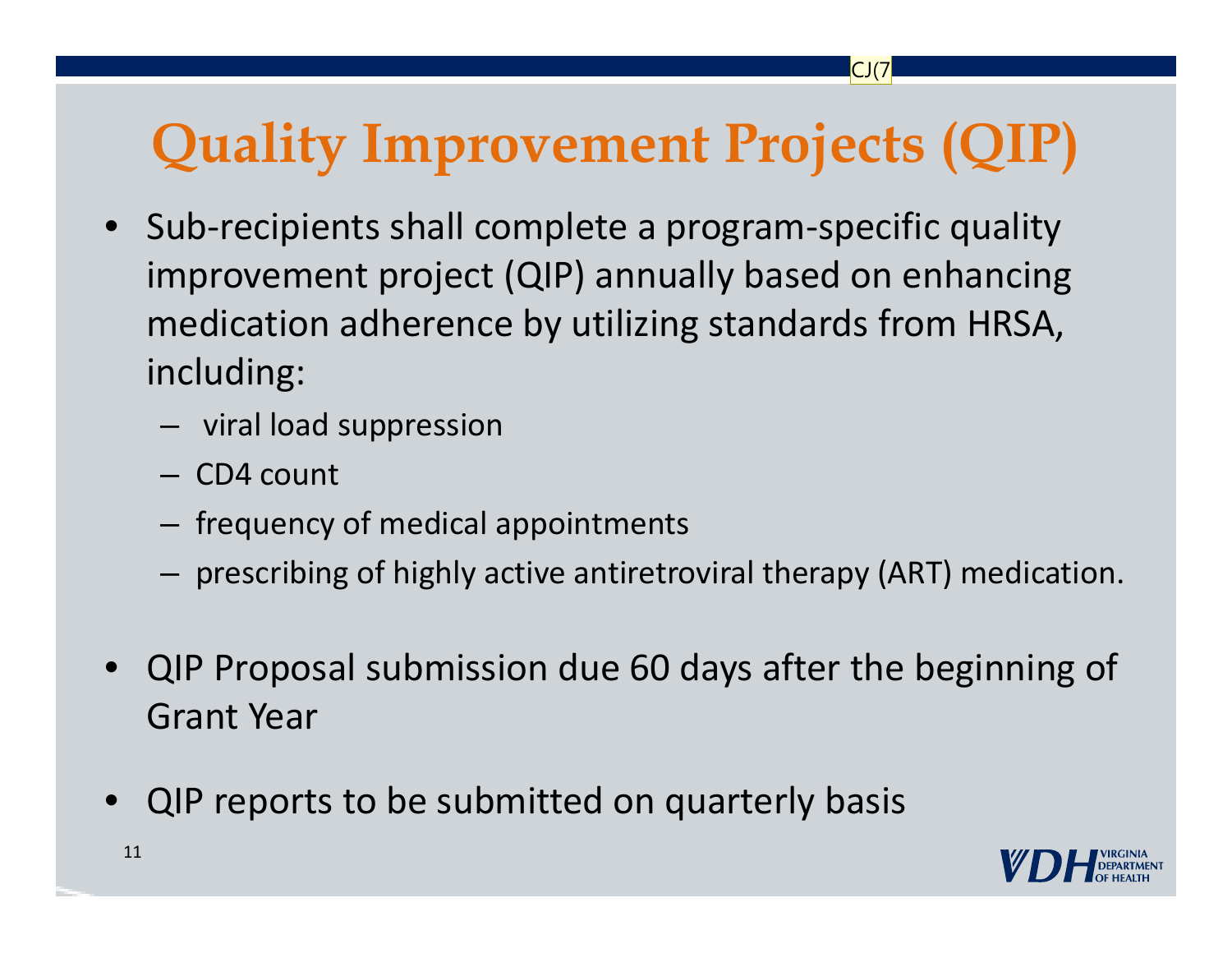# Quality Improvement Projects (QIP)

- Sub-recipients shall complete a program-specific quality improvement project (QIP) annually based on enhancing medication adherence by utilizing standards from HRSA, including:
  - viral load suppression
  - CD4 count
  - frequency of medical appointments
  - prescribing of highly active antiretroviral therapy (ART) medication.
- QIP Proposal submission due 60 days after the beginning of Grant Year
- QIP reports to be submitted on quarterly basis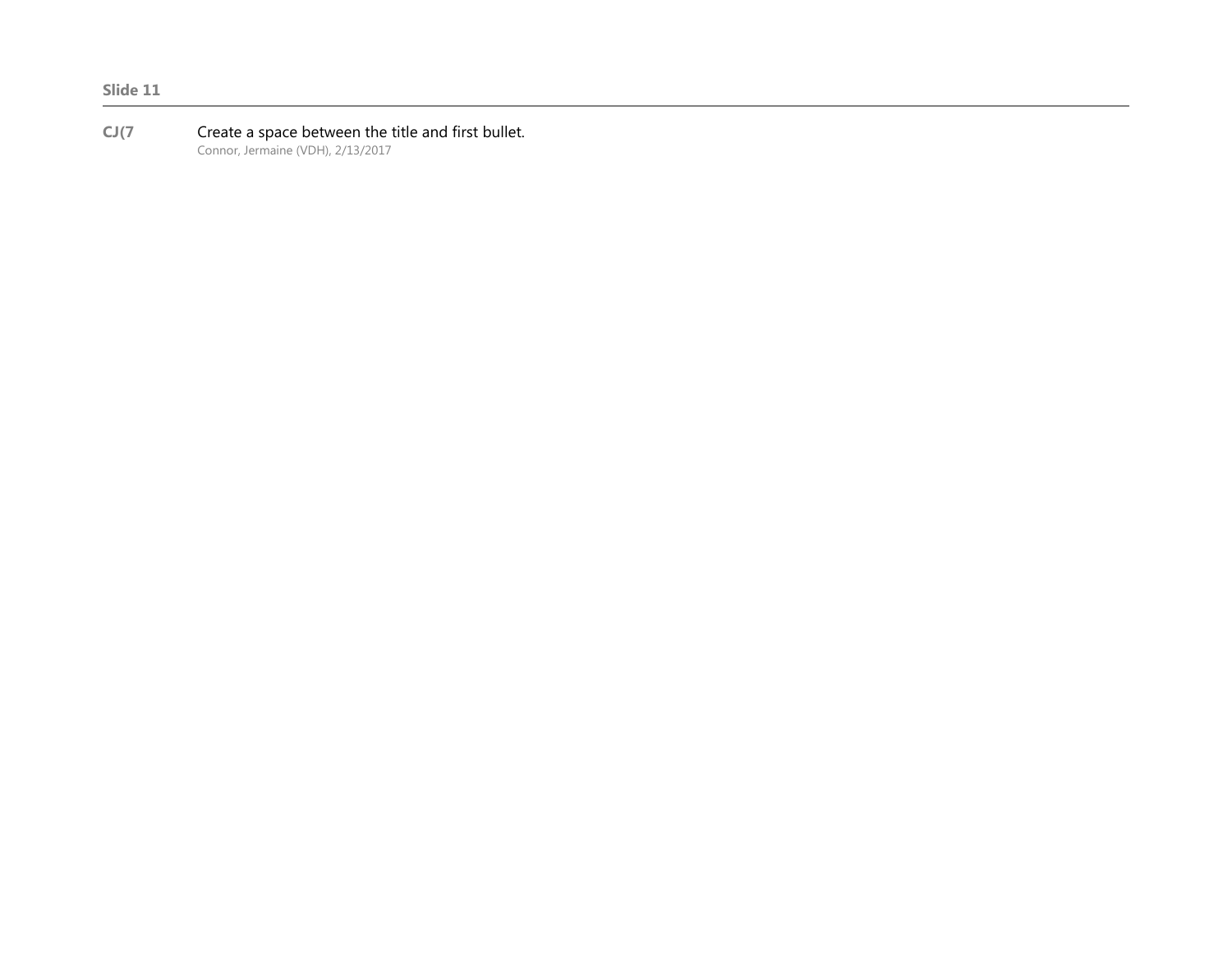**Slide 11**

---

**CJ(7** Create a space between the title and first bullet.
Connor, Jermaine (VDH), 2/13/2017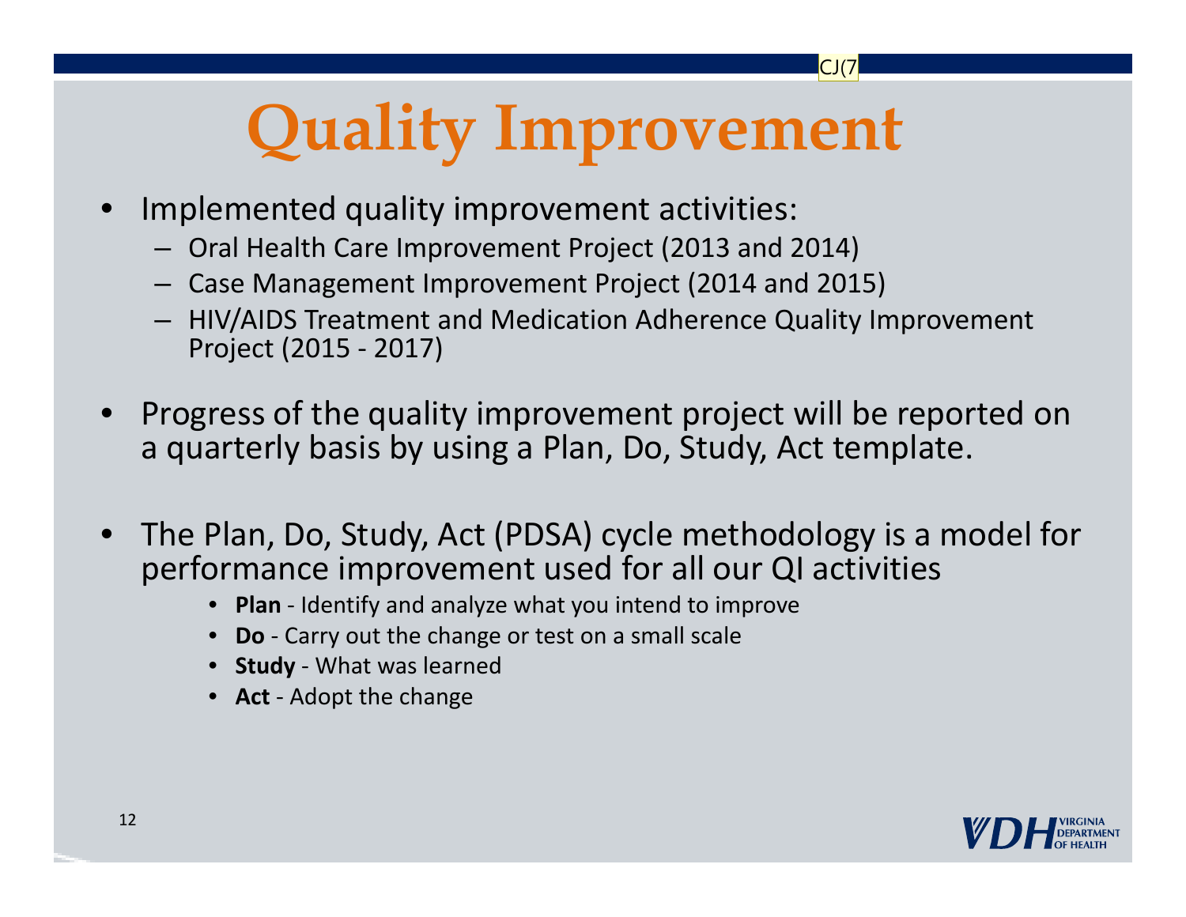# Quality Improvement

- Implemented quality improvement activities:
  - Oral Health Care Improvement Project (2013 and 2014)
  - Case Management Improvement Project (2014 and 2015)
  - HIV/AIDS Treatment and Medication Adherence Quality Improvement Project (2015 - 2017)
- Progress of the quality improvement project will be reported on a quarterly basis by using a Plan, Do, Study, Act template.
- The Plan, Do, Study, Act (PDSA) cycle methodology is a model for performance improvement used for all our QI activities
  - **Plan** - Identify and analyze what you intend to improve
  - **Do** - Carry out the change or test on a small scale
  - **Study** - What was learned
  - **Act** - Adopt the change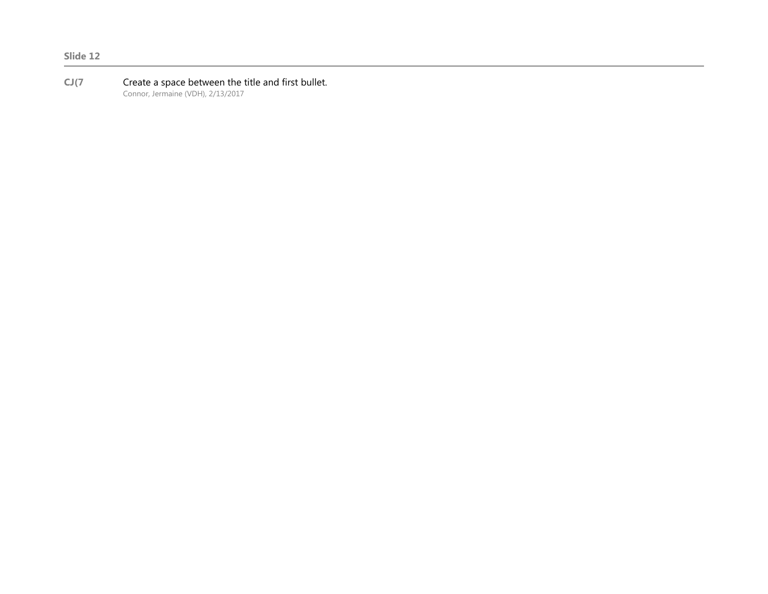**Slide 12**

---

**CJ(7** Create a space between the title and first bullet.
Connor, Jermaine (VDH), 2/13/2017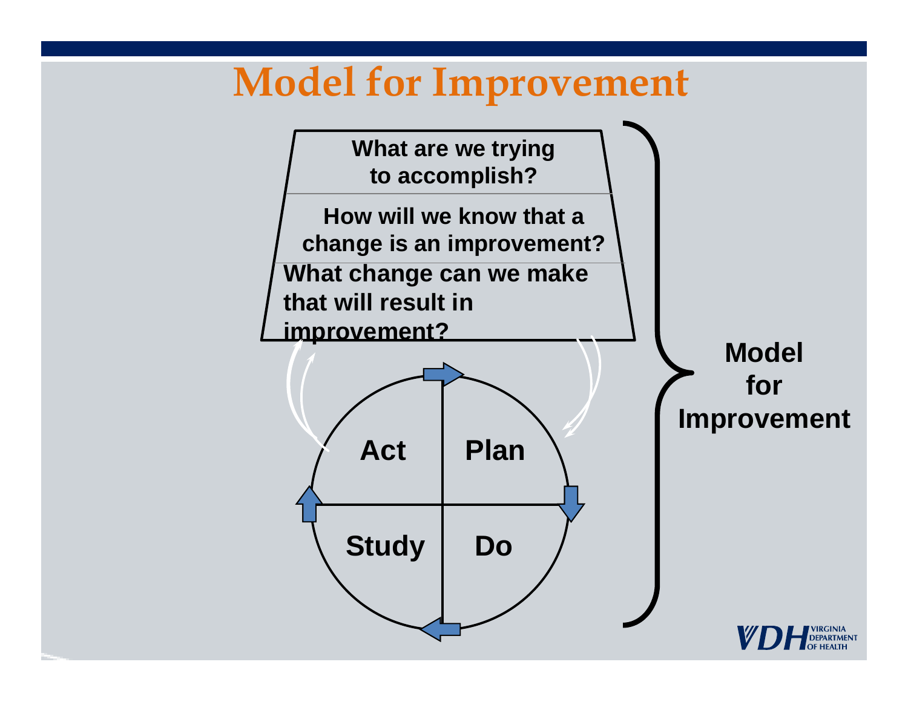# Model for Improvement

What are we trying to accomplish?

How will we know that a change is an improvement?

What change can we make that will result in improvement?

Act | Plan

Study | Do

Model for Improvement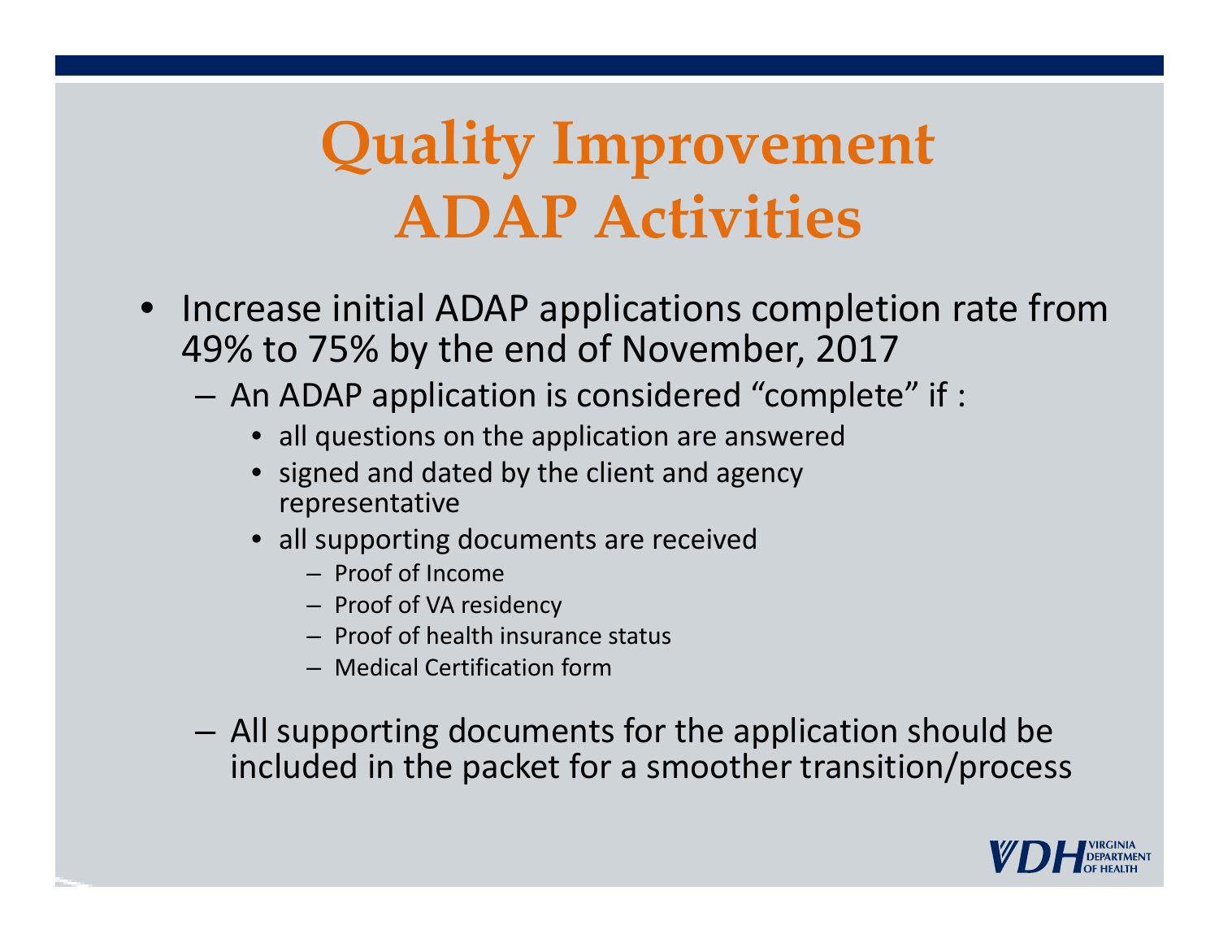# Quality Improvement ADAP Activities

- Increase initial ADAP applications completion rate from 49% to 75% by the end of November, 2017
  - An ADAP application is considered "complete" if :
    - all questions on the application are answered
    - signed and dated by the client and agency representative
    - all supporting documents are received
      - Proof of Income
      - Proof of VA residency
      - Proof of health insurance status
      - Medical Certification form
  - All supporting documents for the application should be included in the packet for a smoother transition/process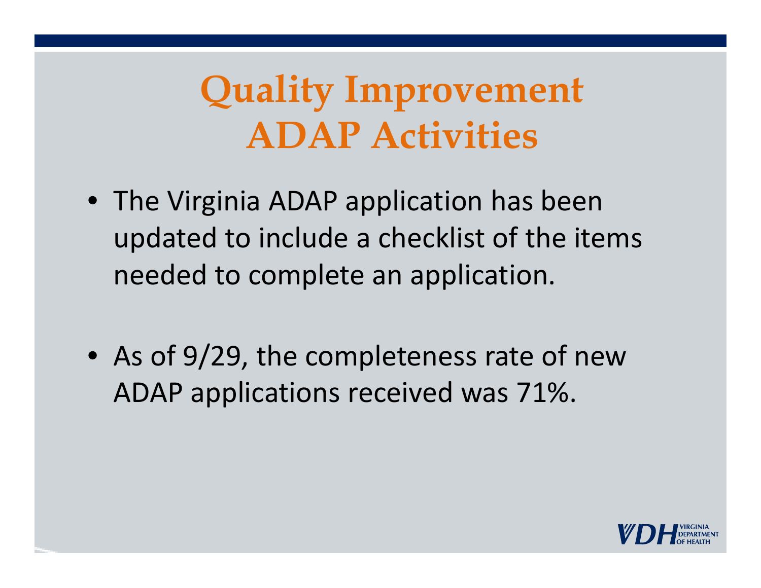# Quality Improvement ADAP Activities

- The Virginia ADAP application has been updated to include a checklist of the items needed to complete an application.
- As of 9/29, the completeness rate of new ADAP applications received was 71%.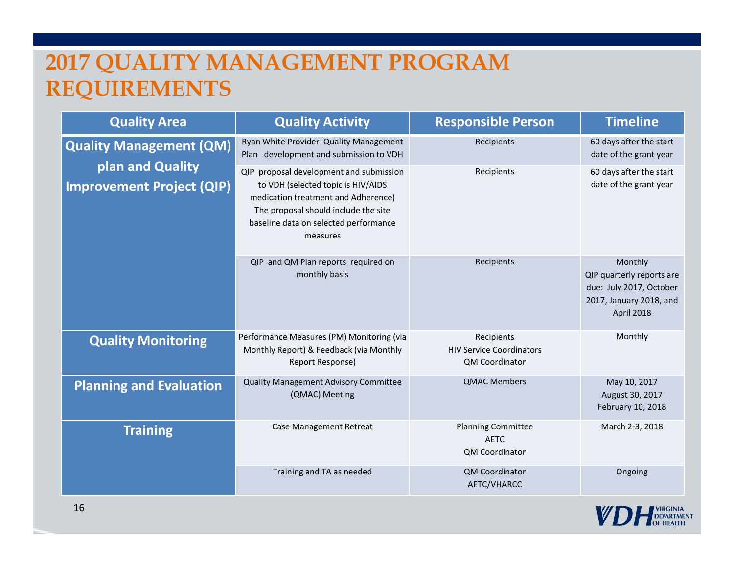# 2017 QUALITY MANAGEMENT PROGRAM REQUIREMENTS

| Quality Area | Quality Activity | Responsible Person | Timeline |
|---|---|---|---|
| Quality Management (QM) plan and Quality Improvement Project (QIP) | Ryan White Provider Quality Management Plan development and submission to VDH | Recipients | 60 days after the start date of the grant year |
| | QIP proposal development and submission to VDH (selected topic is HIV/AIDS medication treatment and Adherence) The proposal should include the site baseline data on selected performance measures | Recipients | 60 days after the start date of the grant year |
| | QIP and QM Plan reports required on monthly basis | Recipients | Monthly<br>QIP quarterly reports are due: July 2017, October 2017, January 2018, and April 2018 |
| Quality Monitoring | Performance Measures (PM) Monitoring (via Monthly Report) & Feedback (via Monthly Report Response) | Recipients<br>HIV Service Coordinators<br>QM Coordinator | Monthly |
| Planning and Evaluation | Quality Management Advisory Committee (QMAC) Meeting | QMAC Members | May 10, 2017<br>August 30, 2017<br>February 10, 2018 |
| Training | Case Management Retreat | Planning Committee<br>AETC<br>QM Coordinator | March 2-3, 2018 |
| | Training and TA as needed | QM Coordinator<br>AETC/VHARCC | Ongoing |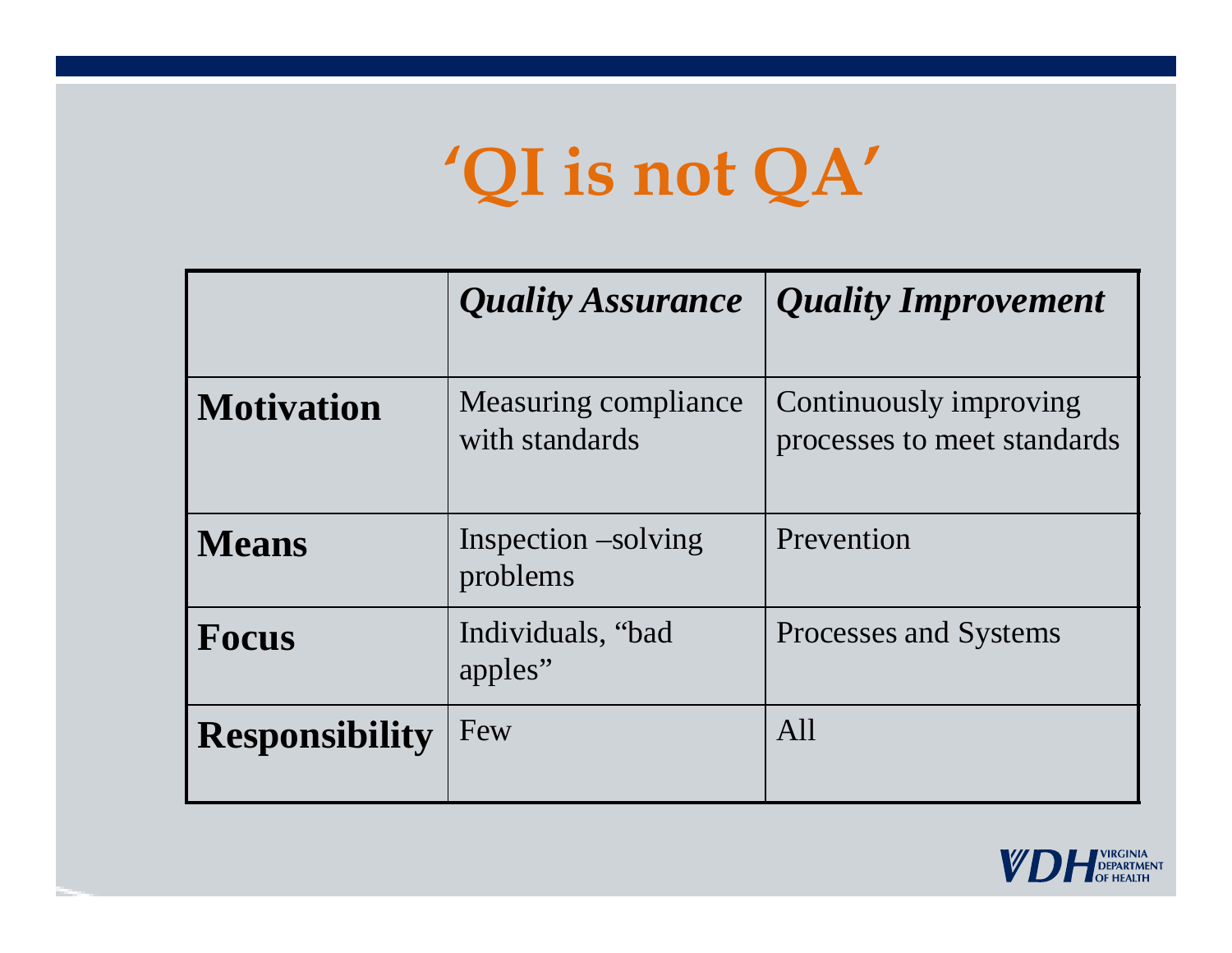# ‘QI is not QA’

| | *Quality Assurance* | *Quality Improvement* |
|---|---|---|
| **Motivation** | Measuring compliance with standards | Continuously improving processes to meet standards |
| **Means** | Inspection –solving problems | Prevention |
| **Focus** | Individuals, “bad apples” | Processes and Systems |
| **Responsibility** | Few | All |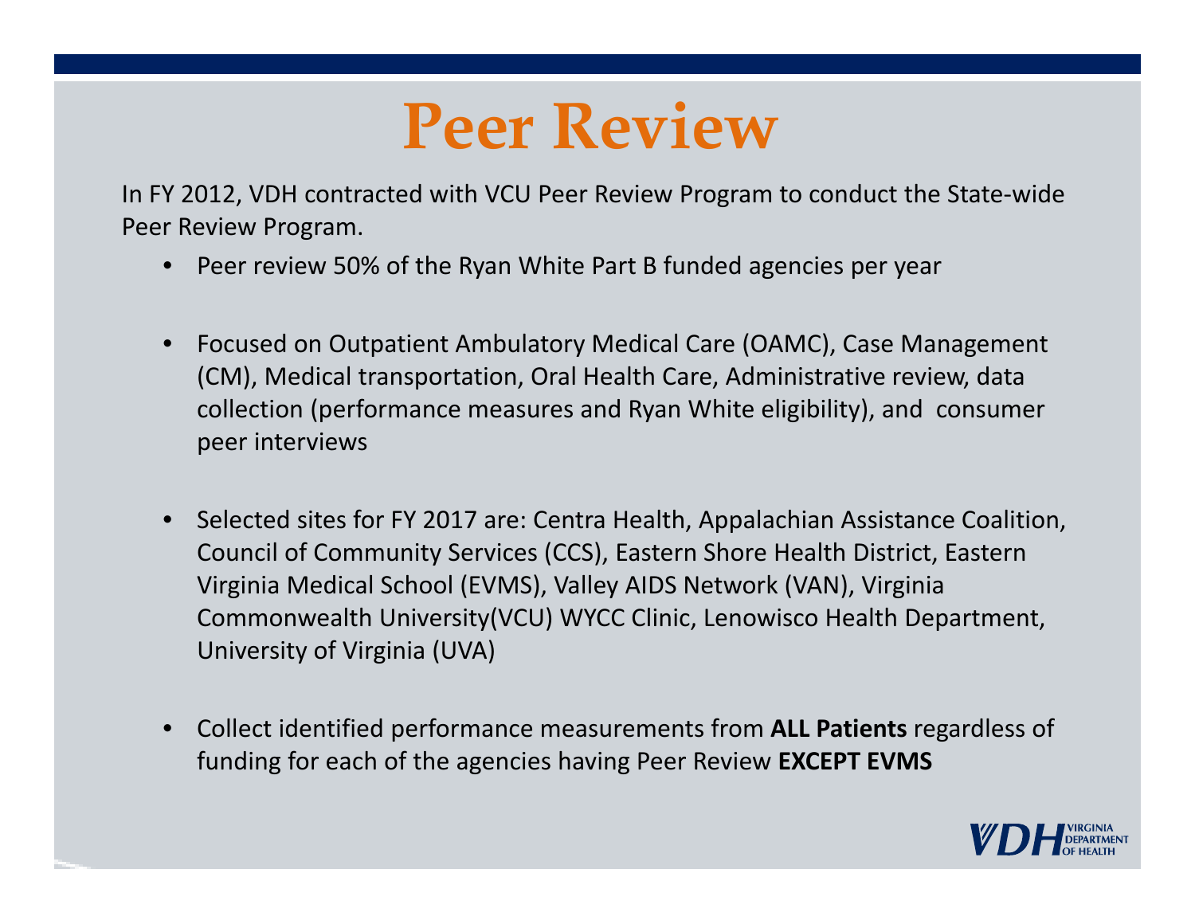# Peer Review

In FY 2012, VDH contracted with VCU Peer Review Program to conduct the State-wide Peer Review Program.

- Peer review 50% of the Ryan White Part B funded agencies per year
- Focused on Outpatient Ambulatory Medical Care (OAMC), Case Management (CM), Medical transportation, Oral Health Care, Administrative review, data collection (performance measures and Ryan White eligibility), and consumer peer interviews
- Selected sites for FY 2017 are: Centra Health, Appalachian Assistance Coalition, Council of Community Services (CCS), Eastern Shore Health District, Eastern Virginia Medical School (EVMS), Valley AIDS Network (VAN), Virginia Commonwealth University(VCU) WYCC Clinic, Lenowisco Health Department, University of Virginia (UVA)
- Collect identified performance measurements from **ALL Patients** regardless of funding for each of the agencies having Peer Review **EXCEPT EVMS**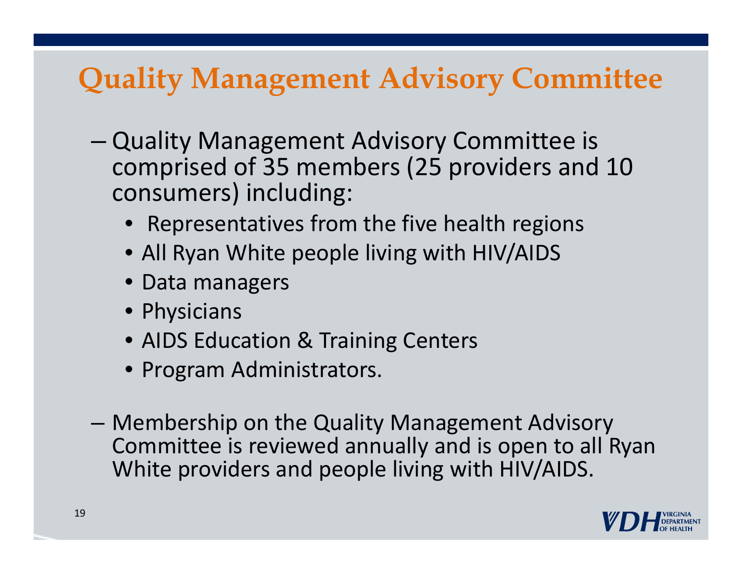# Quality Management Advisory Committee

- Quality Management Advisory Committee is comprised of 35 members (25 providers and 10 consumers) including:
  - Representatives from the five health regions
  - All Ryan White people living with HIV/AIDS
  - Data managers
  - Physicians
  - AIDS Education & Training Centers
  - Program Administrators.
- Membership on the Quality Management Advisory Committee is reviewed annually and is open to all Ryan White providers and people living with HIV/AIDS.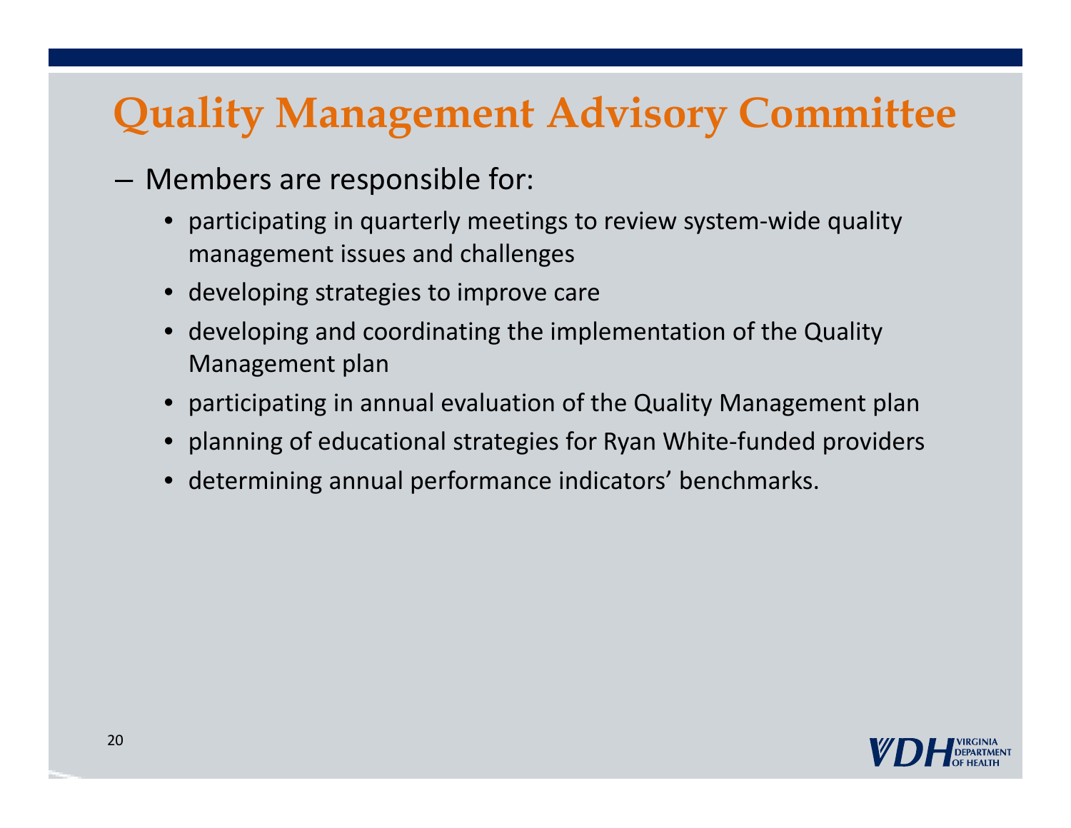# Quality Management Advisory Committee

- Members are responsible for:
  - participating in quarterly meetings to review system-wide quality management issues and challenges
  - developing strategies to improve care
  - developing and coordinating the implementation of the Quality Management plan
  - participating in annual evaluation of the Quality Management plan
  - planning of educational strategies for Ryan White-funded providers
  - determining annual performance indicators' benchmarks.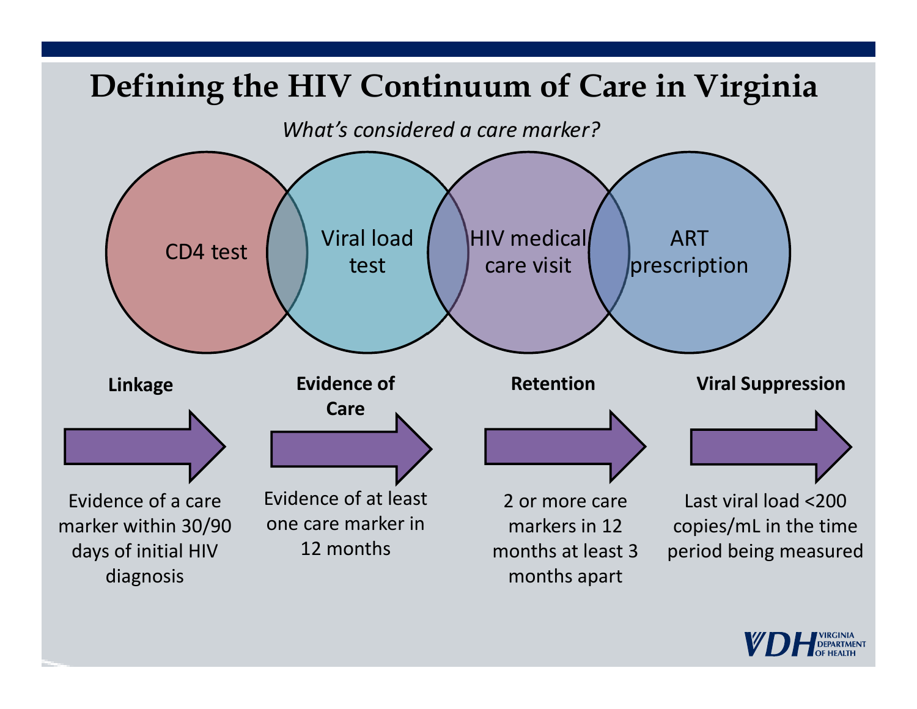# Defining the HIV Continuum of Care in Virginia

*What's considered a care marker?*

- CD4 test
- Viral load test
- HIV medical care visit
- ART prescription

**Linkage**

Evidence of a care marker within 30/90 days of initial HIV diagnosis

**Evidence of Care**

Evidence of at least one care marker in 12 months

**Retention**

2 or more care markers in 12 months at least 3 months apart

**Viral Suppression**

Last viral load <200 copies/mL in the time period being measured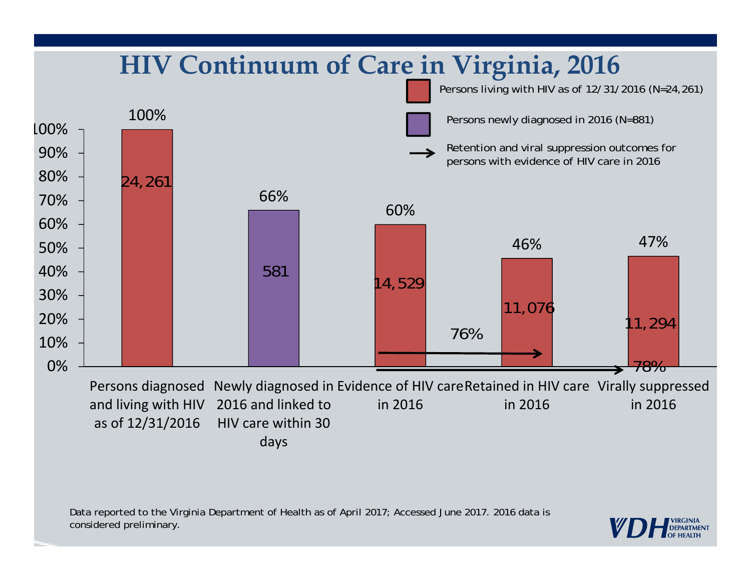# HIV Continuum of Care in Virginia, 2016

Persons living with HIV as of 12/31/2016 (N=24,261)

Persons newly diagnosed in 2016 (N=881)

Retention and viral suppression outcomes for persons with evidence of HIV care in 2016

| Category | Percent | Number |
|---|---|---|
| Persons diagnosed and living with HIV as of 12/31/2016 | 100% | 24,261 |
| Newly diagnosed in 2016 and linked to HIV care within 30 days | 66% | 581 |
| Evidence of HIV care in 2016 | 60% | 14,529 |
| Retained in HIV care in 2016 | 46% | 11,076 |
| Virally suppressed in 2016 | 47% | 11,294 |

Evidence of HIV care in 2016 → Retained in HIV care in 2016: 76%

Evidence of HIV care in 2016 → Virally suppressed in 2016: 78%

Data reported to the Virginia Department of Health as of April 2017; Accessed June 2017. 2016 data is considered preliminary.

VDH VIRGINIA DEPARTMENT OF HEALTH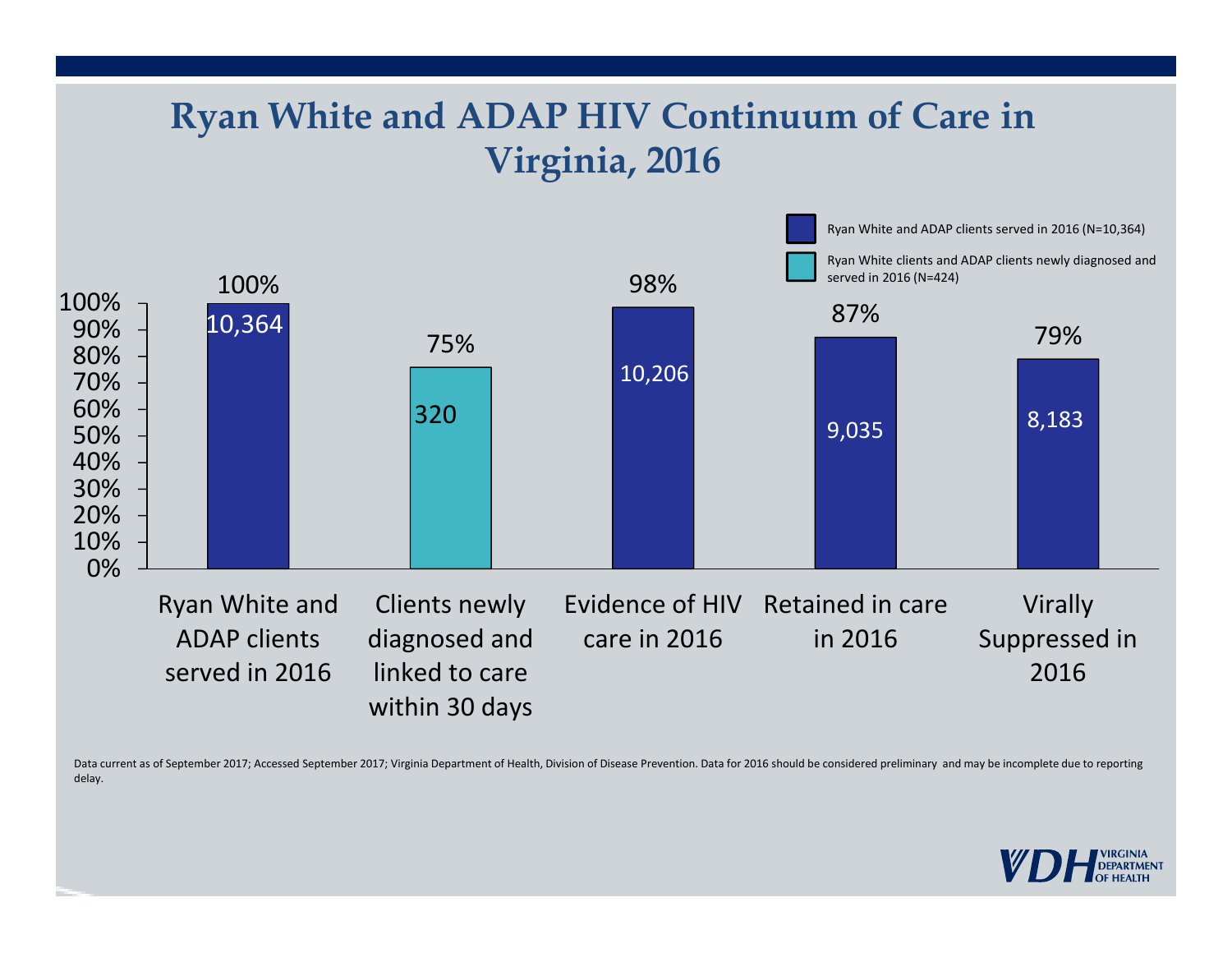# Ryan White and ADAP HIV Continuum of Care in Virginia, 2016

- Ryan White and ADAP clients served in 2016 (N=10,364)
- Ryan White clients and ADAP clients newly diagnosed and served in 2016 (N=424)

| Category | Percent | Number |
| --- | --- | --- |
| Ryan White and ADAP clients served in 2016 | 100% | 10,364 |
| Clients newly diagnosed and linked to care within 30 days | 75% | 320 |
| Evidence of HIV care in 2016 | 98% | 10,206 |
| Retained in care in 2016 | 87% | 9,035 |
| Virally Suppressed in 2016 | 79% | 8,183 |

Data current as of September 2017; Accessed September 2017; Virginia Department of Health, Division of Disease Prevention. Data for 2016 should be considered preliminary and may be incomplete due to reporting delay.

VDH VIRGINIA DEPARTMENT OF HEALTH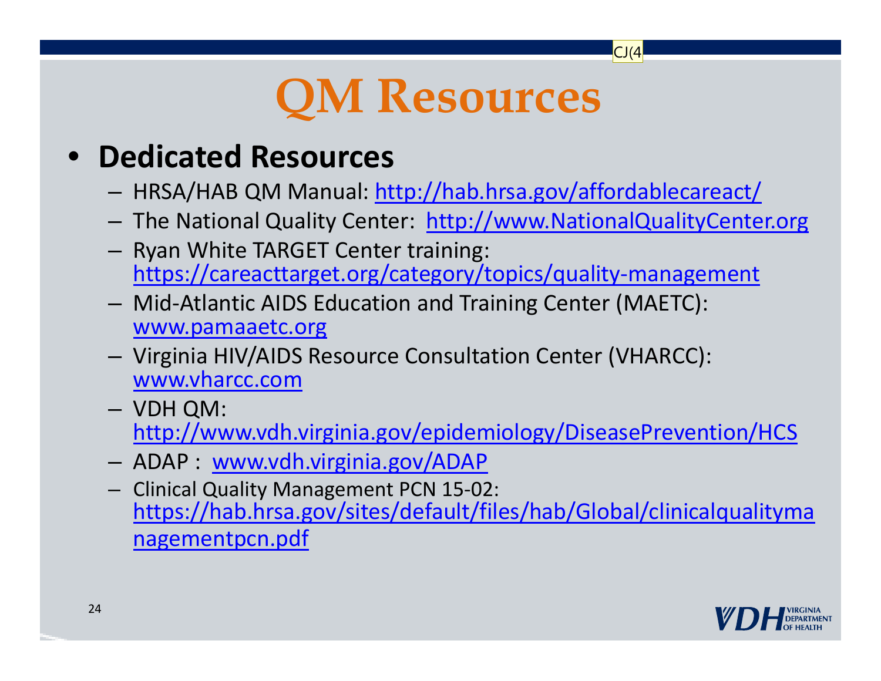# QM Resources

- **Dedicated Resources**
  - HRSA/HAB QM Manual: http://hab.hrsa.gov/affordablecareact/
  - The National Quality Center: http://www.NationalQualityCenter.org
  - Ryan White TARGET Center training: https://careacttarget.org/category/topics/quality-management
  - Mid-Atlantic AIDS Education and Training Center (MAETC): www.pamaaetc.org
  - Virginia HIV/AIDS Resource Consultation Center (VHARCC): www.vharcc.com
  - VDH QM: http://www.vdh.virginia.gov/epidemiology/DiseasePrevention/HCS
  - ADAP : www.vdh.virginia.gov/ADAP
  - Clinical Quality Management PCN 15-02: https://hab.hrsa.gov/sites/default/files/hab/Global/clinicalqualitymanagementpcn.pdf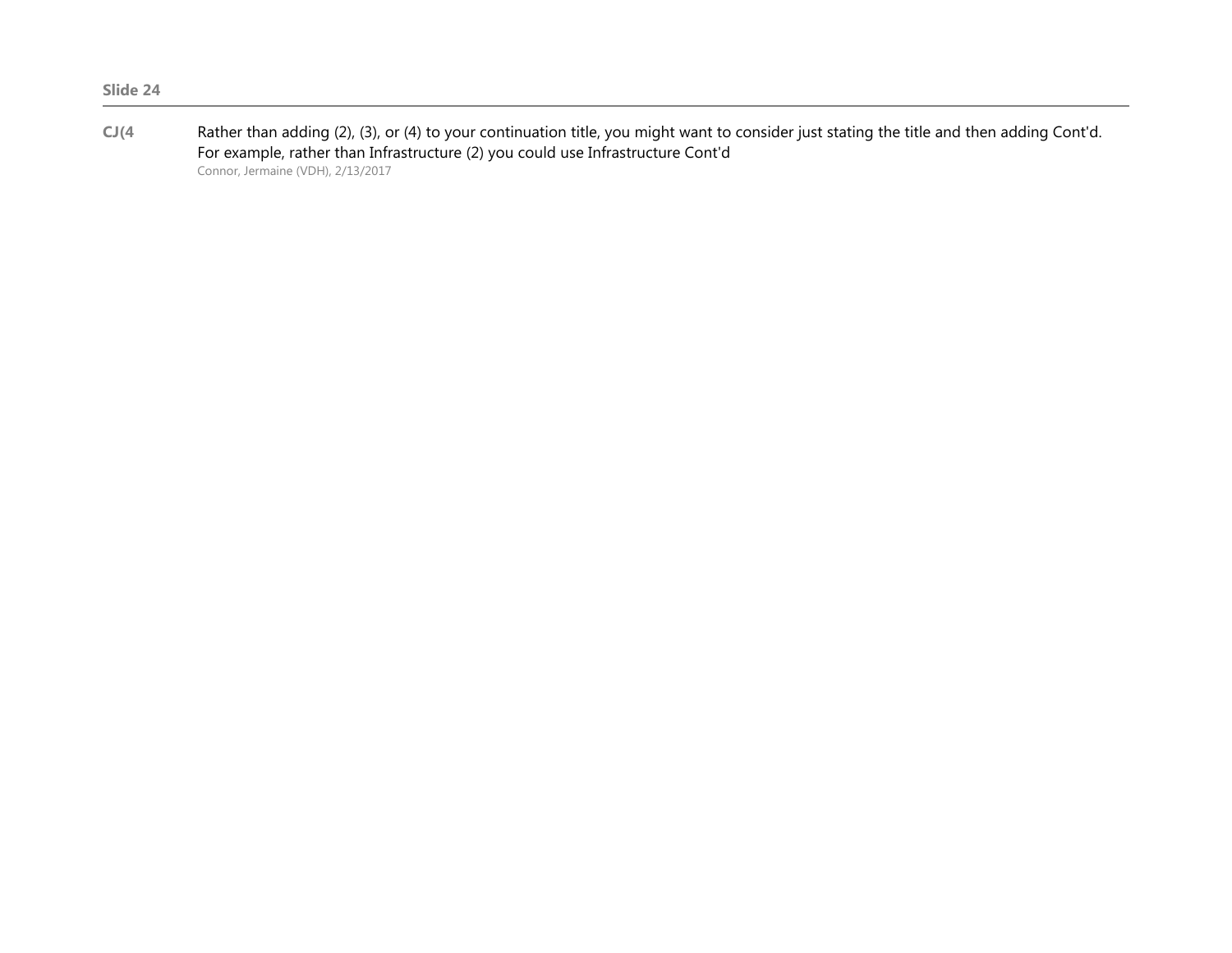**Slide 24**

---

**CJ(4** Rather than adding (2), (3), or (4) to your continuation title, you might want to consider just stating the title and then adding Cont'd. For example, rather than Infrastructure (2) you could use Infrastructure Cont'd

Connor, Jermaine (VDH), 2/13/2017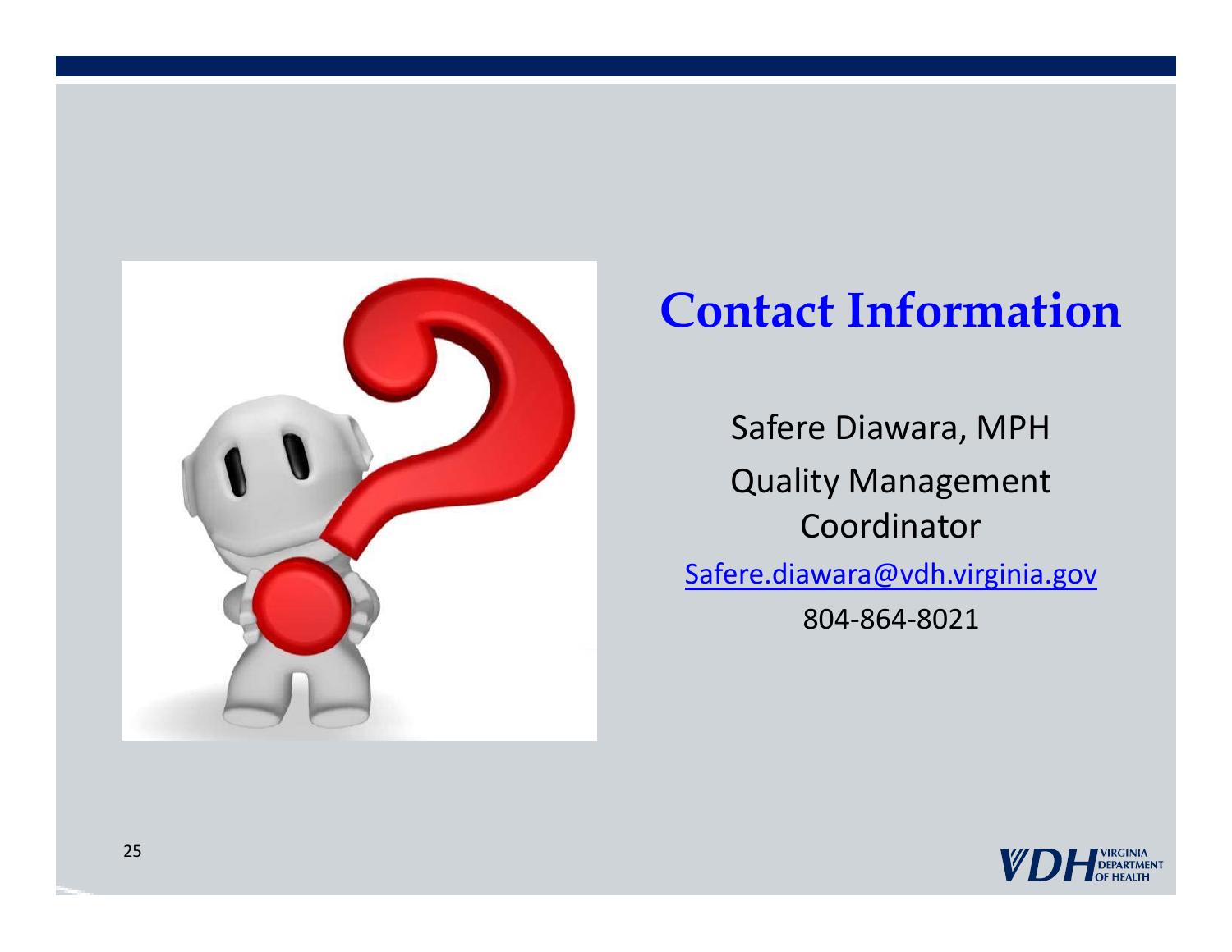# Contact Information

Safere Diawara, MPH

Quality Management Coordinator

Safere.diawara@vdh.virginia.gov

804-864-8021